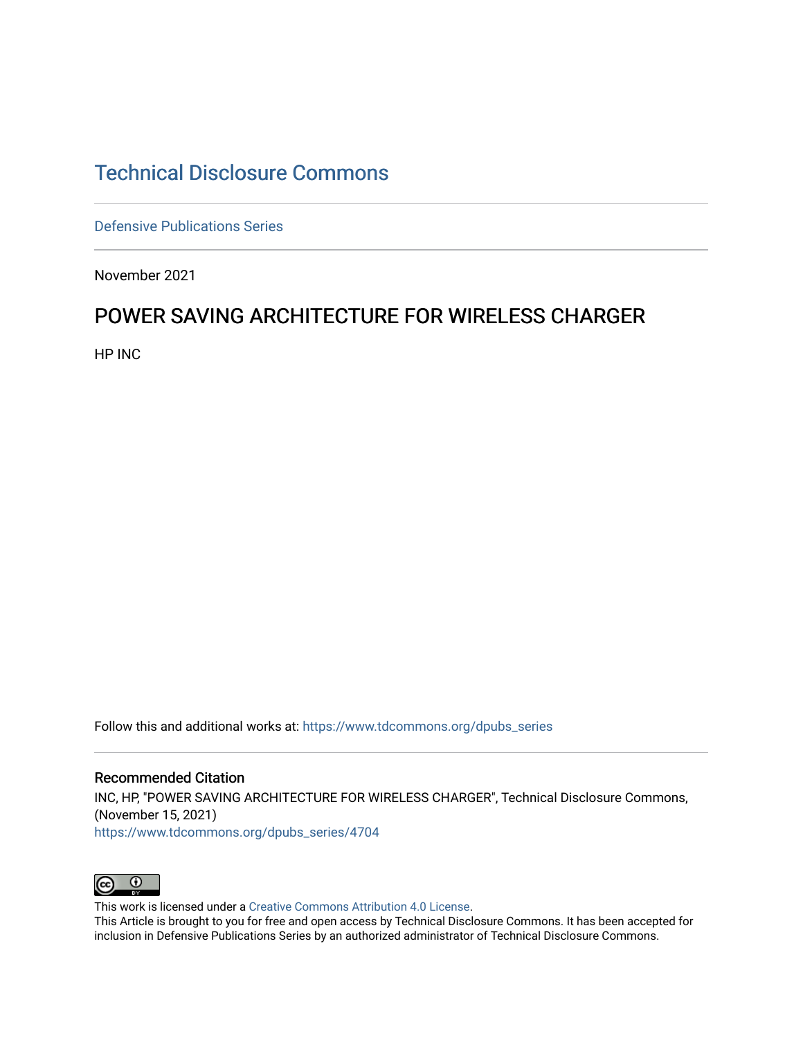# Technical Disclosure Commons

Defensive Publications Series

November 2021

## POWER SAVING ARCHITECTURE FOR WIRELESS CHARGER

HP INC

Follow this and additional works at: https://www.tdcommons.org/dpubs_series

### Recommended Citation

INC, HP, "POWER SAVING ARCHITECTURE FOR WIRELESS CHARGER", Technical Disclosure Commons, (November 15, 2021)
https://www.tdcommons.org/dpubs_series/4704

This work is licensed under a Creative Commons Attribution 4.0 License.
This Article is brought to you for free and open access by Technical Disclosure Commons. It has been accepted for inclusion in Defensive Publications Series by an authorized administrator of Technical Disclosure Commons.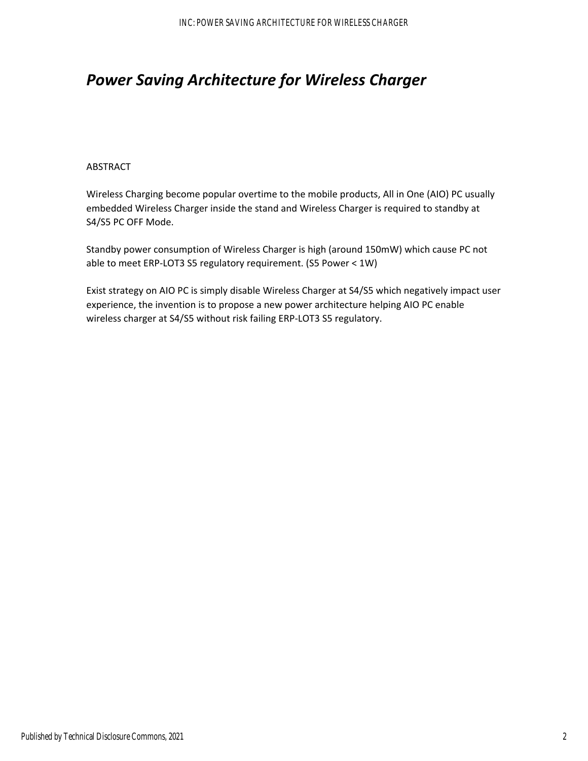# *Power Saving Architecture for Wireless Charger*

ABSTRACT

Wireless Charging become popular overtime to the mobile products, All in One (AIO) PC usually embedded Wireless Charger inside the stand and Wireless Charger is required to standby at S4/S5 PC OFF Mode.

Standby power consumption of Wireless Charger is high (around 150mW) which cause PC not able to meet ERP-LOT3 S5 regulatory requirement. (S5 Power < 1W)

Exist strategy on AIO PC is simply disable Wireless Charger at S4/S5 which negatively impact user experience, the invention is to propose a new power architecture helping AIO PC enable wireless charger at S4/S5 without risk failing ERP-LOT3 S5 regulatory.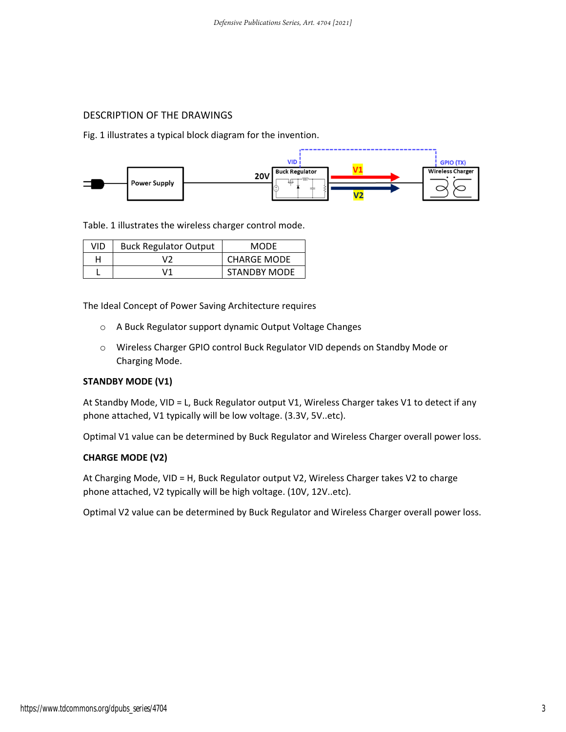DESCRIPTION OF THE DRAWINGS

Fig. 1 illustrates a typical block diagram for the invention.

Table. 1 illustrates the wireless charger control mode.

| VID | Buck Regulator Output | MODE |
| --- | --- | --- |
| H | V2 | CHARGE MODE |
| L | V1 | STANDBY MODE |

The Ideal Concept of Power Saving Architecture requires

- A Buck Regulator support dynamic Output Voltage Changes
- Wireless Charger GPIO control Buck Regulator VID depends on Standby Mode or Charging Mode.

**STANDBY MODE (V1)**

At Standby Mode, VID = L, Buck Regulator output V1, Wireless Charger takes V1 to detect if any phone attached, V1 typically will be low voltage. (3.3V, 5V..etc).

Optimal V1 value can be determined by Buck Regulator and Wireless Charger overall power loss.

**CHARGE MODE (V2)**

At Charging Mode, VID = H, Buck Regulator output V2, Wireless Charger takes V2 to charge phone attached, V2 typically will be high voltage. (10V, 12V..etc).

Optimal V2 value can be determined by Buck Regulator and Wireless Charger overall power loss.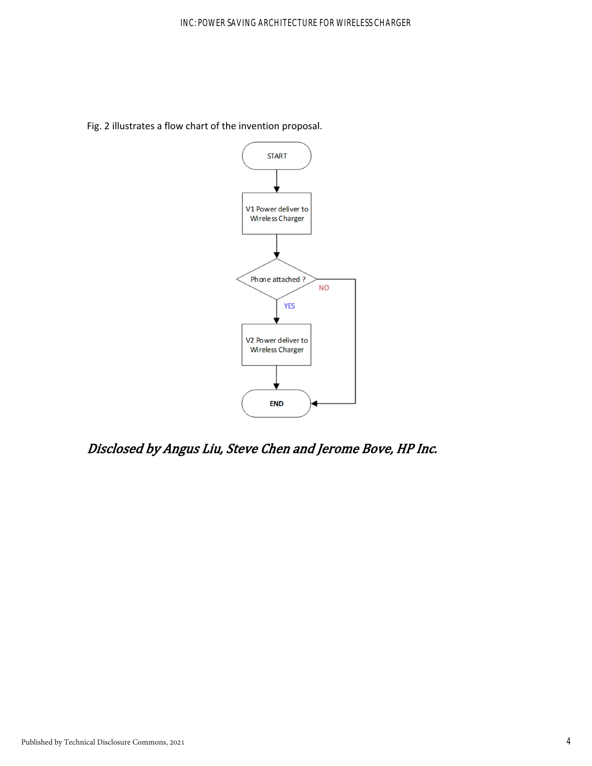Fig. 2 illustrates a flow chart of the invention proposal.

START

V1 Power deliver to Wireless Charger

Phone attached ?

NO

YES

V2 Power deliver to Wireless Charger

END

*Disclosed by Angus Liu, Steve Chen and Jerome Bove, HP Inc.*